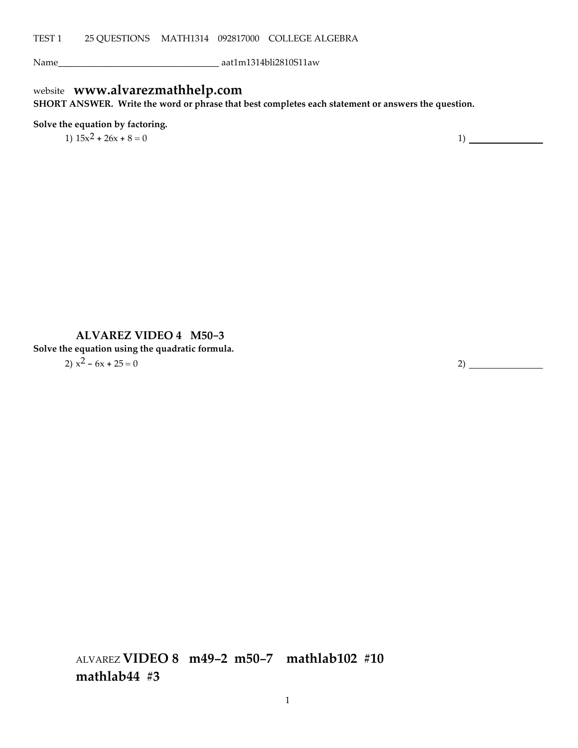TEST 1 25 QUESTIONS MATH1314 092817000 COLLEGE ALGEBRA

Name___________________________________ aat1m1314bli2810S11aw

website **www.alvarezmathhelp.com**

**SHORT ANSWER. Write the word or phrase that best completes each statement or answers the question.**

**Solve the equation by factoring.**

1) $15x^2 + 26x + 8 = 0$

1) _______________

**ALVAREZ VIDEO 4 M50−3**

**Solve the equation using the quadratic formula.**

2) $x^2 - 6x + 25 = 0$

2) _______________

ALVAREZ **VIDEO 8 m49−2 m50−7 mathlab102 #10 mathlab44 #3**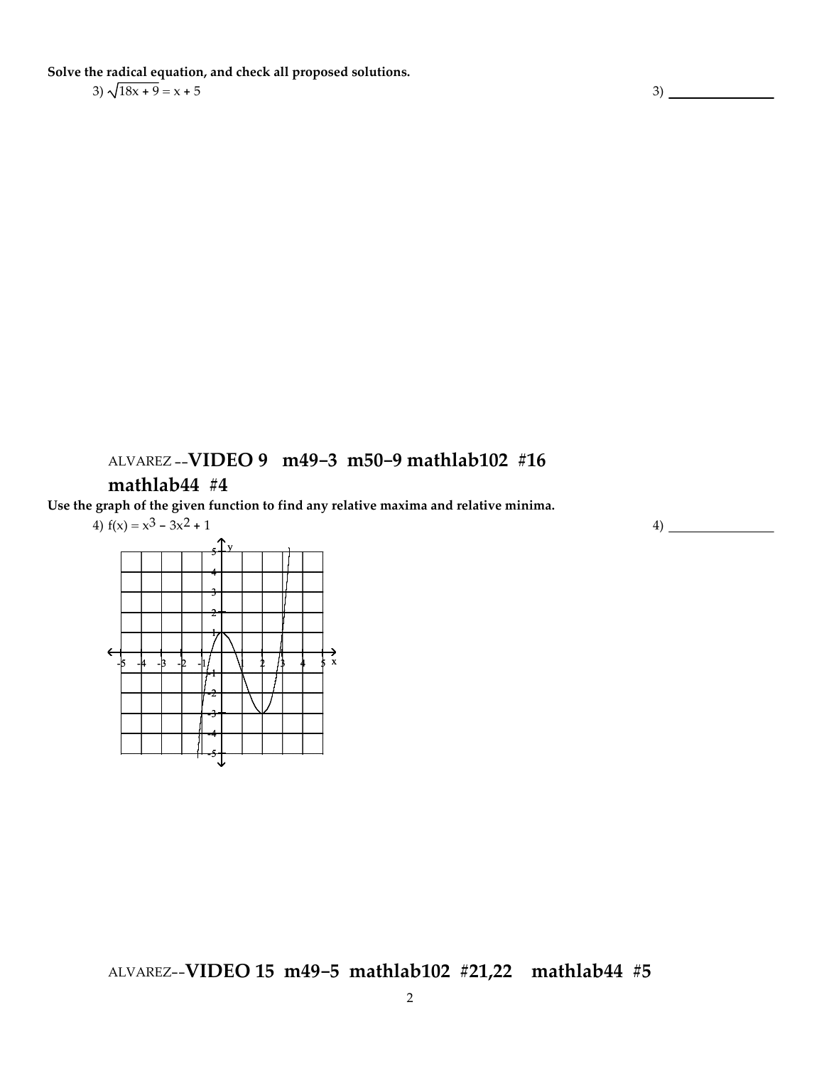**Solve the radical equation, and check all proposed solutions.**

3) $\sqrt{18x + 9} = x + 5$ 

3) ______________

ALVAREZ --**VIDEO 9 m49–3 m50–9 mathlab102 #16 mathlab44 #4**

**Use the graph of the given function to find any relative maxima and relative minima.**

4) $f(x) = x^3 - 3x^2 + 1$

4) ______________

ALVAREZ--**VIDEO 15 m49–5 mathlab102 #21,22 mathlab44 #5**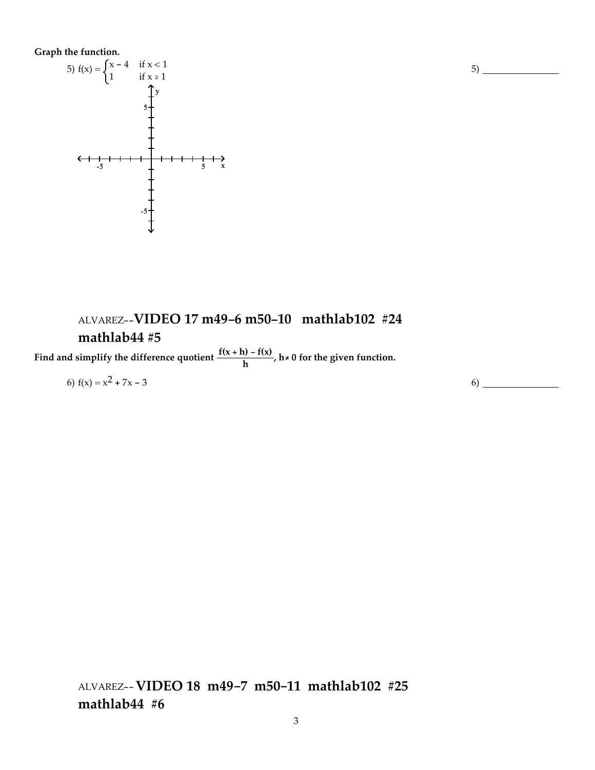**Graph the function.**

5) $f(x) = \begin{cases} x - 4 & \text{if } x < 1 \\ 1 & \text{if } x \geq 1 \end{cases}$

5) ________________

ALVAREZ--**VIDEO 17 m49-6 m50-10 mathlab102 #24 mathlab44 #5**

**Find and simplify the difference quotient $\frac{f(x + h) - f(x)}{h}$, $h \neq 0$ for the given function.**

6) $f(x) = x^2 + 7x - 3$

6) ________________

ALVAREZ--**VIDEO 18 m49-7 m50-11 mathlab102 #25 mathlab44 #6**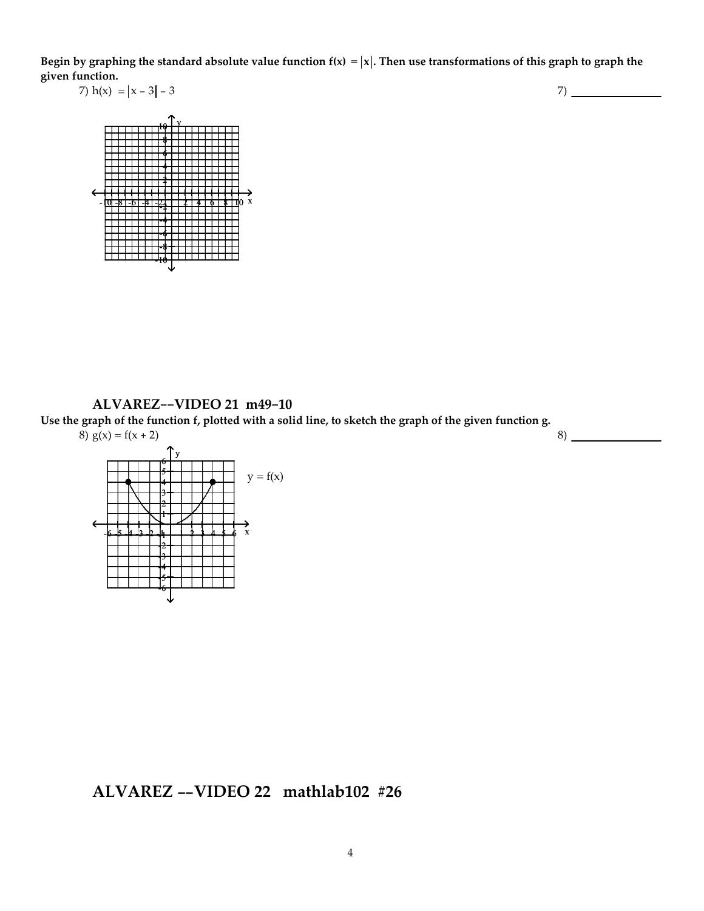**Begin by graphing the standard absolute value function $f(x) = |x|$. Then use transformations of this graph to graph the given function.**

7) $h(x) = |x - 3| - 3$

7) ______________

### ALVAREZ––VIDEO 21 m49–10

**Use the graph of the function f, plotted with a solid line, to sketch the graph of the given function g.**

8) $g(x) = f(x + 2)$

8) ______________

$y = f(x)$

## ALVAREZ ––VIDEO 22 mathlab102 #26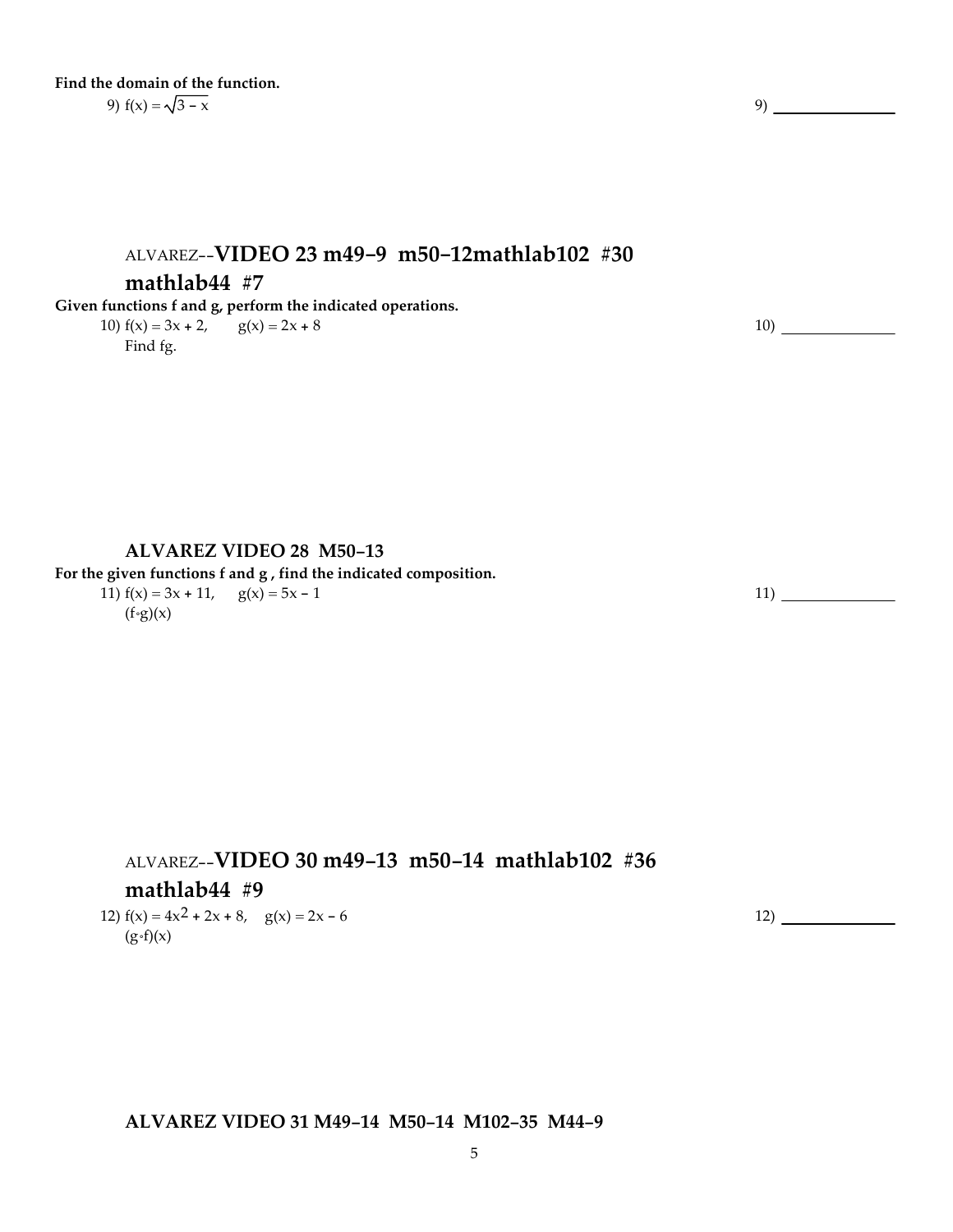**Find the domain of the function.**

9) $f(x) = \sqrt{3 - x}$ 9) ______________

ALVAREZ--**VIDEO 23 m49-9 m50-12mathlab102 #30 mathlab44 #7**

**Given functions f and g, perform the indicated operations.**

10) $f(x) = 3x + 2, \quad g(x) = 2x + 8$ 10) ______________

Find fg.

**ALVAREZ VIDEO 28 M50-13**

**For the given functions f and g , find the indicated composition.**

11) $f(x) = 3x + 11, \quad g(x) = 5x - 1$ 11) ______________

$(f \circ g)(x)$

ALVAREZ--**VIDEO 30 m49-13 m50-14 mathlab102 #36 mathlab44 #9**

12) $f(x) = 4x^2 + 2x + 8, \quad g(x) = 2x - 6$ 12) ______________

$(g \circ f)(x)$

**ALVAREZ VIDEO 31 M49-14 M50-14 M102-35 M44-9**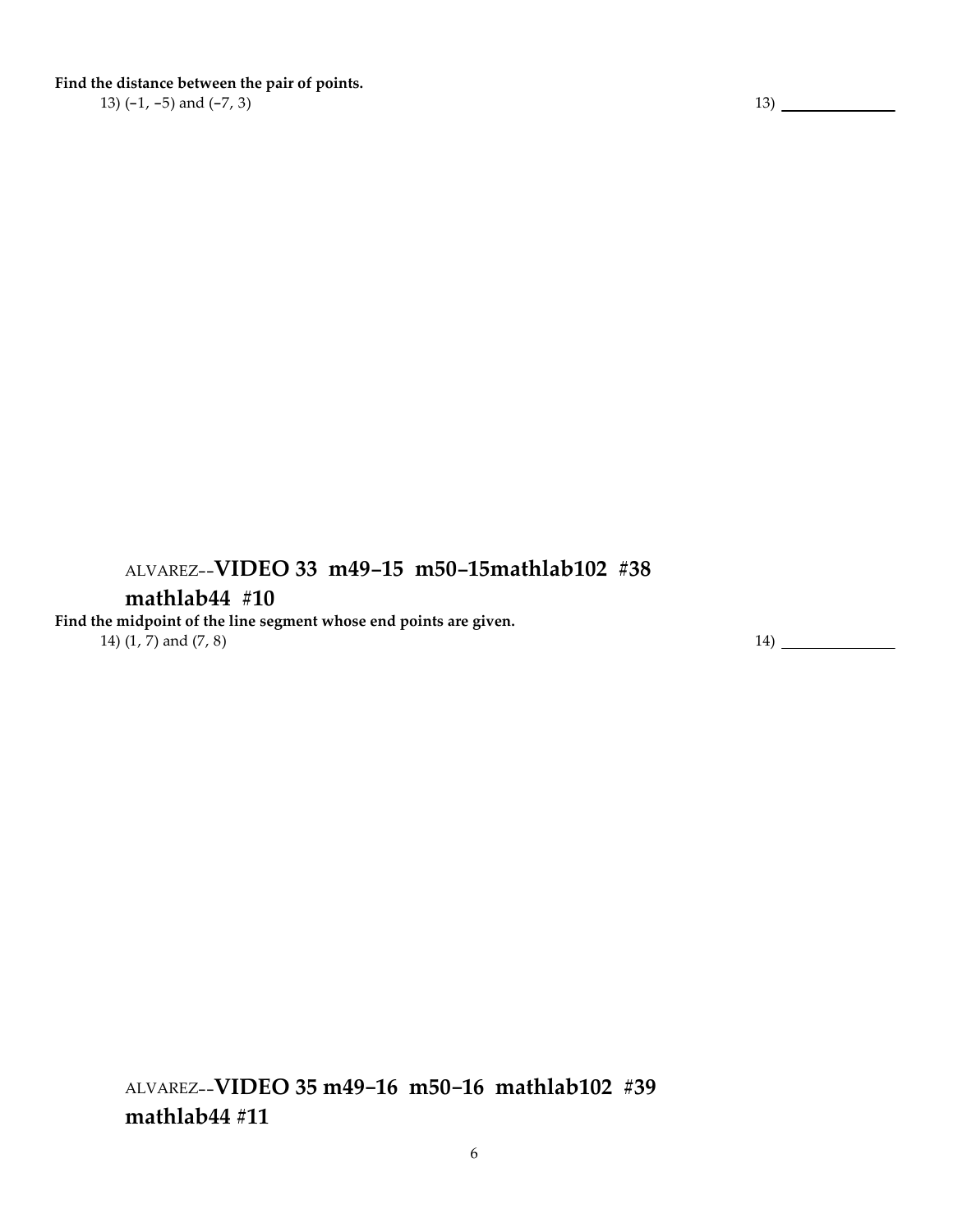**Find the distance between the pair of points.**

13) $(-1, -5)$ and $(-7, 3)$ 13) ____________

ALVAREZ--**VIDEO 33 m49–15 m50–15mathlab102 #38 mathlab44 #10**

**Find the midpoint of the line segment whose end points are given.**

14) $(1, 7)$ and $(7, 8)$ 14) ____________

ALVAREZ--**VIDEO 35 m49–16 m50–16 mathlab102 #39 mathlab44 #11**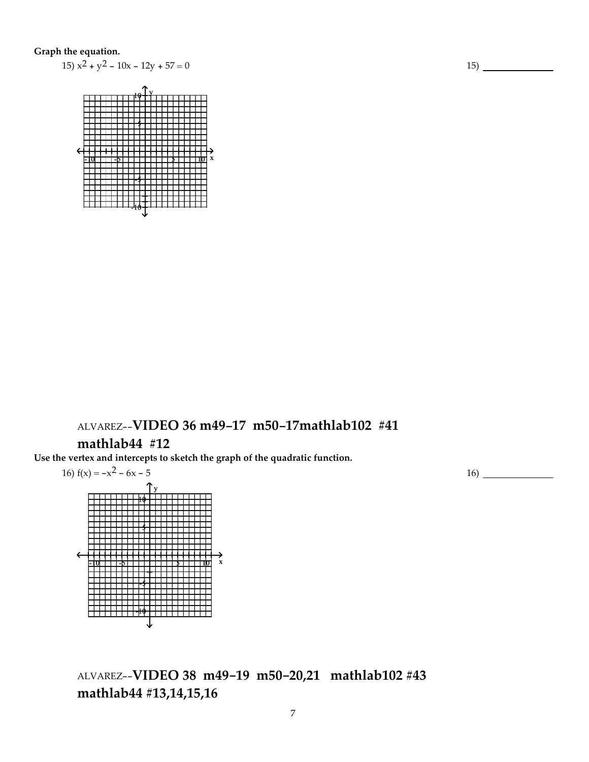**Graph the equation.**

15) $x^2 + y^2 - 10x - 12y + 57 = 0$

15) ____________

ALVAREZ--**VIDEO 36 m49–17 m50–17mathlab102 #41 mathlab44 #12**

**Use the vertex and intercepts to sketch the graph of the quadratic function.**

16) $f(x) = -x^2 - 6x - 5$

16) ____________

ALVAREZ--**VIDEO 38 m49–19 m50–20,21 mathlab102 #43 mathlab44 #13,14,15,16**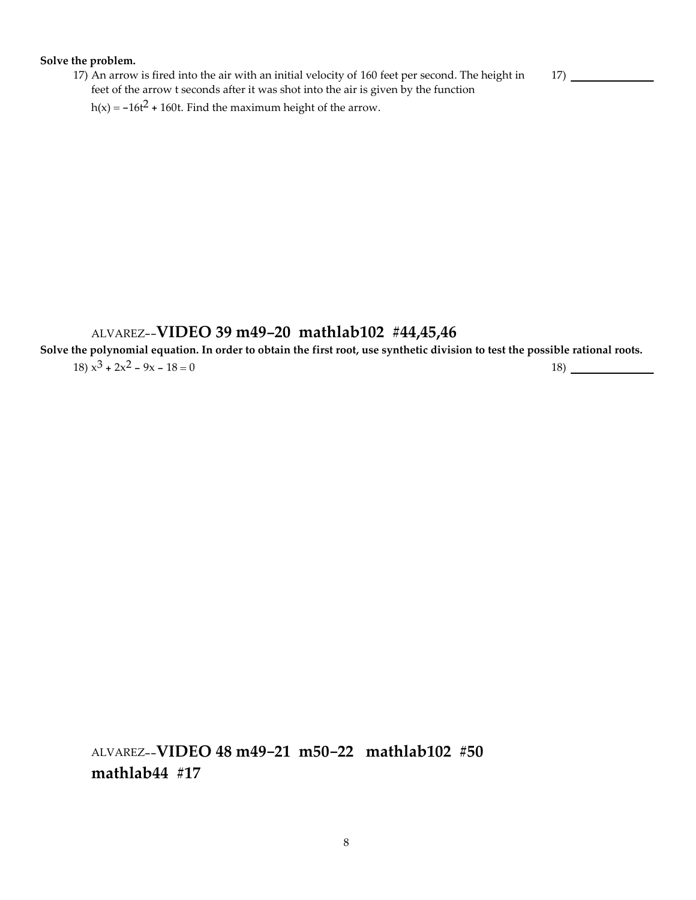**Solve the problem.**

17) An arrow is fired into the air with an initial velocity of 160 feet per second. The height in feet of the arrow t seconds after it was shot into the air is given by the function $h(x) = -16t^2 + 160t$. Find the maximum height of the arrow.

17) ____________

ALVAREZ--**VIDEO 39 m49–20 mathlab102 #44,45,46**

**Solve the polynomial equation. In order to obtain the first root, use synthetic division to test the possible rational roots.**

18) $x^3 + 2x^2 - 9x - 18 = 0$

18) ____________

ALVAREZ--**VIDEO 48 m49–21 m50–22 mathlab102 #50 mathlab44 #17**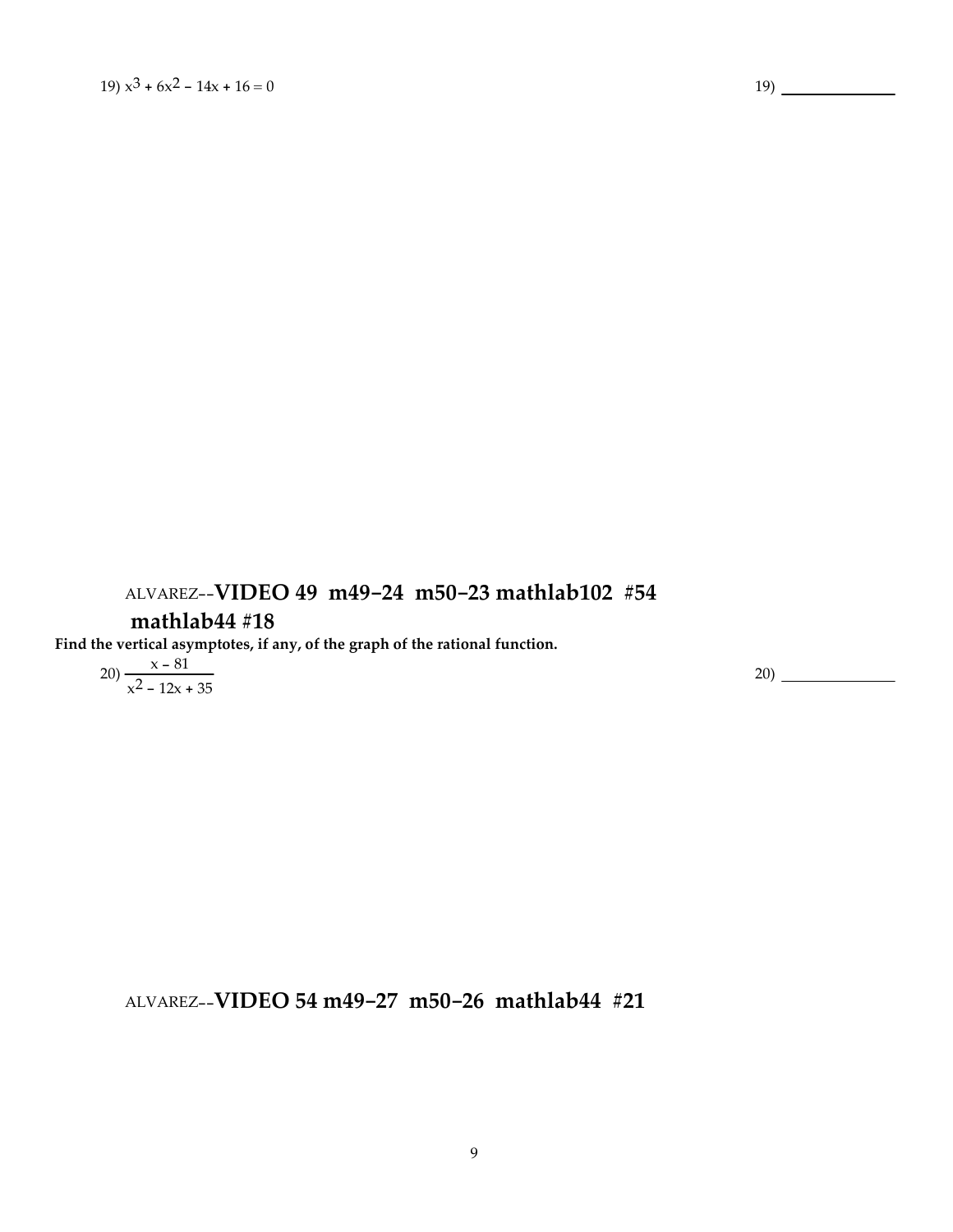19) $x^3 + 6x^2 - 14x + 16 = 0$ 19) ____________

ALVAREZ--**VIDEO 49 m49–24 m50–23 mathlab102 #54 mathlab44 #18**

**Find the vertical asymptotes, if any, of the graph of the rational function.**

20) $\dfrac{x - 81}{x^2 - 12x + 35}$ 20) ____________

ALVAREZ--**VIDEO 54 m49–27 m50–26 mathlab44 #21**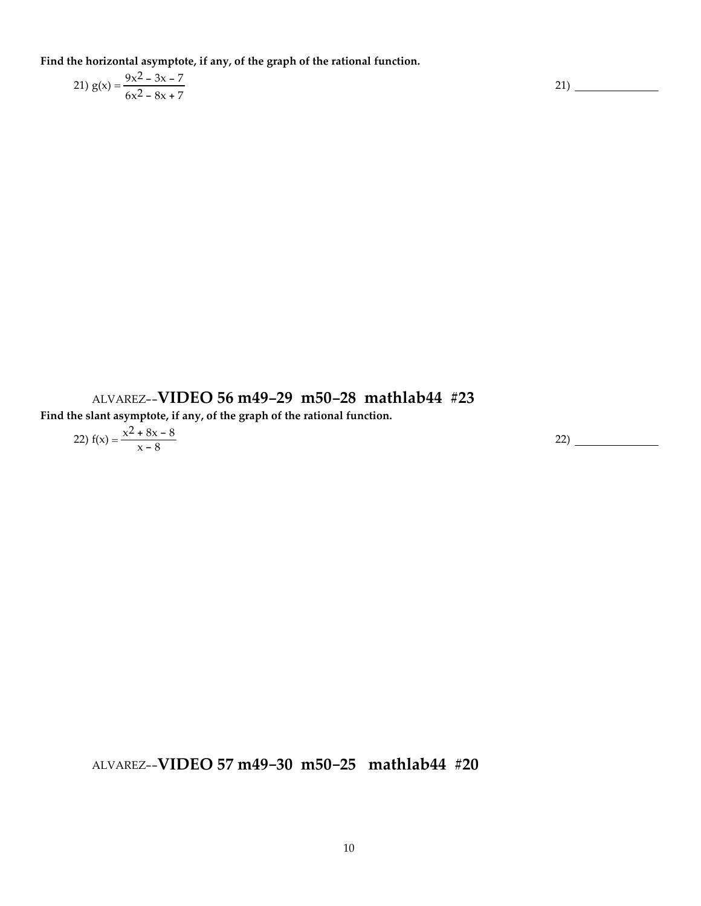**Find the horizontal asymptote, if any, of the graph of the rational function.**

21) $g(x) = \dfrac{9x^2 - 3x - 7}{6x^2 - 8x + 7}$ 21) ______________

ALVAREZ--**VIDEO 56 m49–29 m50–28 mathlab44 #23**

**Find the slant asymptote, if any, of the graph of the rational function.**

22) $f(x) = \dfrac{x^2 + 8x - 8}{x - 8}$ 22) ______________

ALVAREZ--**VIDEO 57 m49–30 m50–25 mathlab44 #20**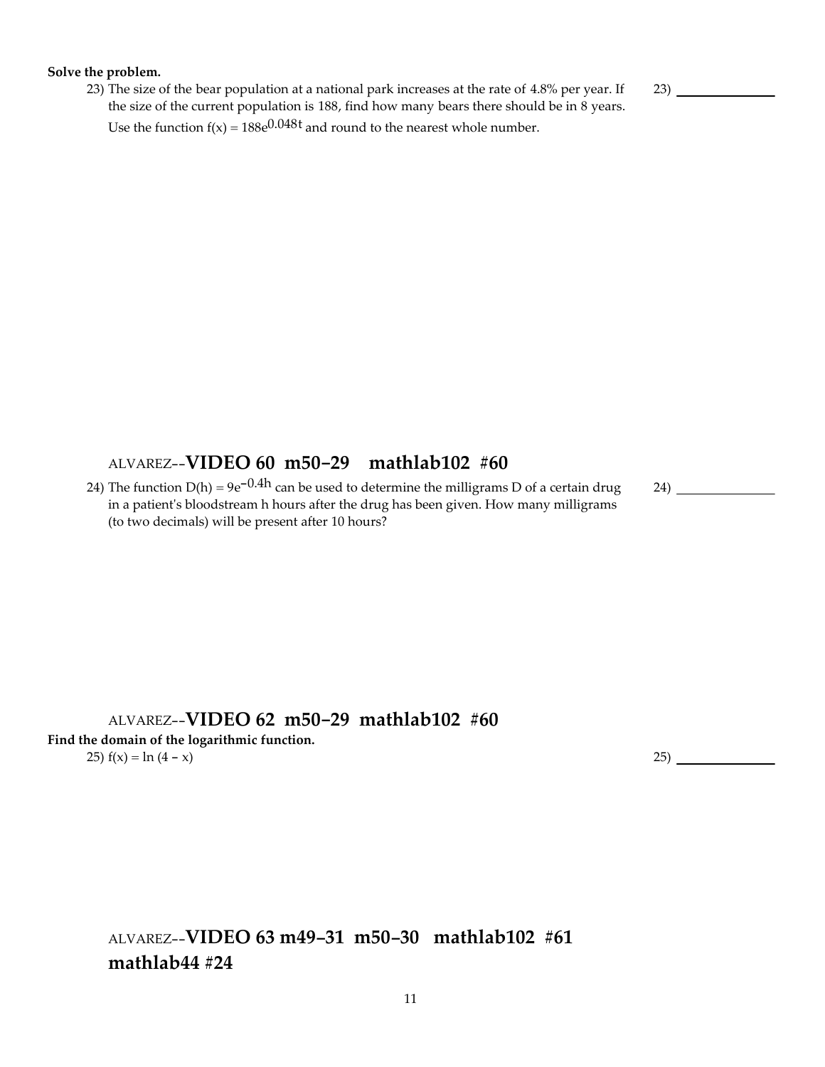**Solve the problem.**

23) The size of the bear population at a national park increases at the rate of 4.8% per year. If the size of the current population is 188, find how many bears there should be in 8 years. Use the function $f(x) = 188e^{0.048t}$ and round to the nearest whole number.

23) ______________

ALVAREZ--**VIDEO 60 m50−29 mathlab102 #60**

24) The function $D(h) = 9e^{-0.4h}$ can be used to determine the milligrams D of a certain drug in a patient's bloodstream h hours after the drug has been given. How many milligrams (to two decimals) will be present after 10 hours?

24) ______________

ALVAREZ--**VIDEO 62 m50−29 mathlab102 #60**

**Find the domain of the logarithmic function.**

25) $f(x) = \ln (4 - x)$

25) ______________

ALVAREZ--**VIDEO 63 m49–31 m50–30 mathlab102 #61 mathlab44 #24**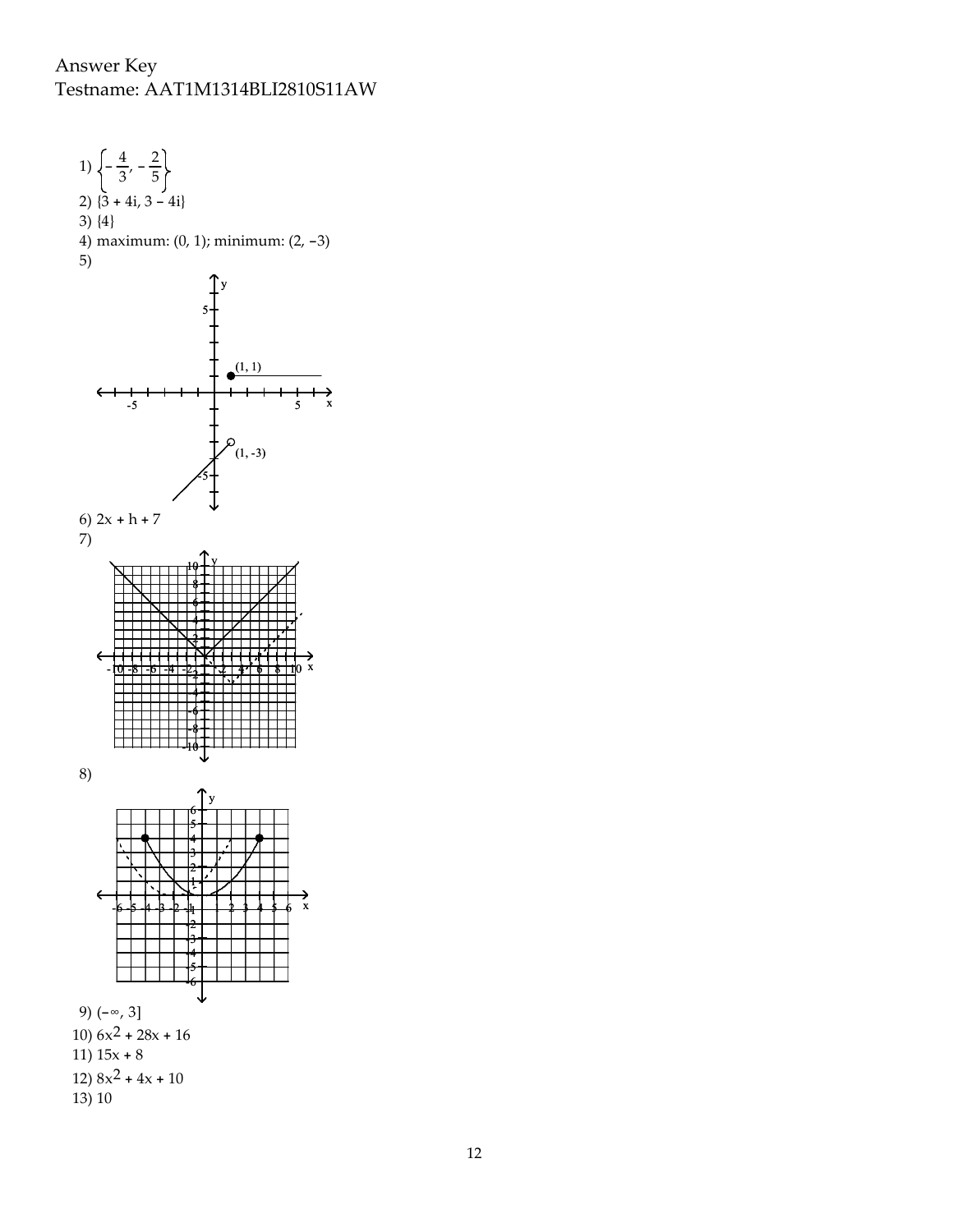Answer Key
Testname: AAT1M1314BLI2810S11AW

1) $\left\{-\frac{4}{3}, -\frac{2}{5}\right\}$

2) $\{3 + 4i, 3 - 4i\}$

3) $\{4\}$

4) maximum: $(0, 1)$; minimum: $(2, -3)$

5)

6) $2x + h + 7$

7)

8)

9) $(-\infty, 3]$

10) $6x^2 + 28x + 16$

11) $15x + 8$

12) $8x^2 + 4x + 10$

13) 10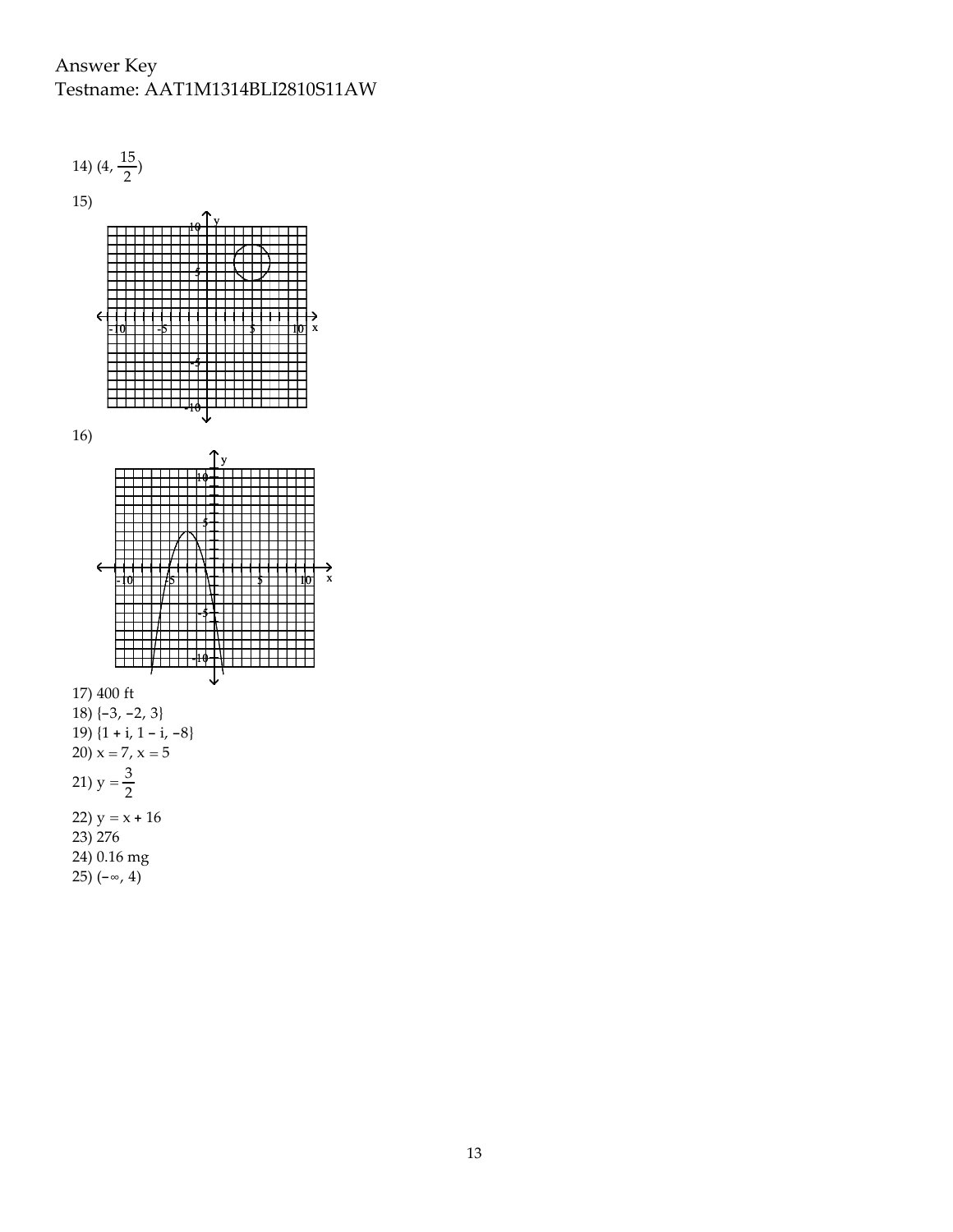Answer Key
Testname: AAT1M1314BLI2810S11AW

14) $(4, \frac{15}{2})$

15)

10
y
5
-10
-5
5
10
x
-5
-10

16)

y
10
5
-10
-5
5
10
x
-5
-10

17) 400 ft

18) $\{-3, -2, 3\}$

19) $\{1 + i, 1 - i, -8\}$

20) $x = 7, x = 5$

21) $y = \frac{3}{2}$

22) $y = x + 16$

23) 276

24) 0.16 mg

25) $(-\infty, 4)$